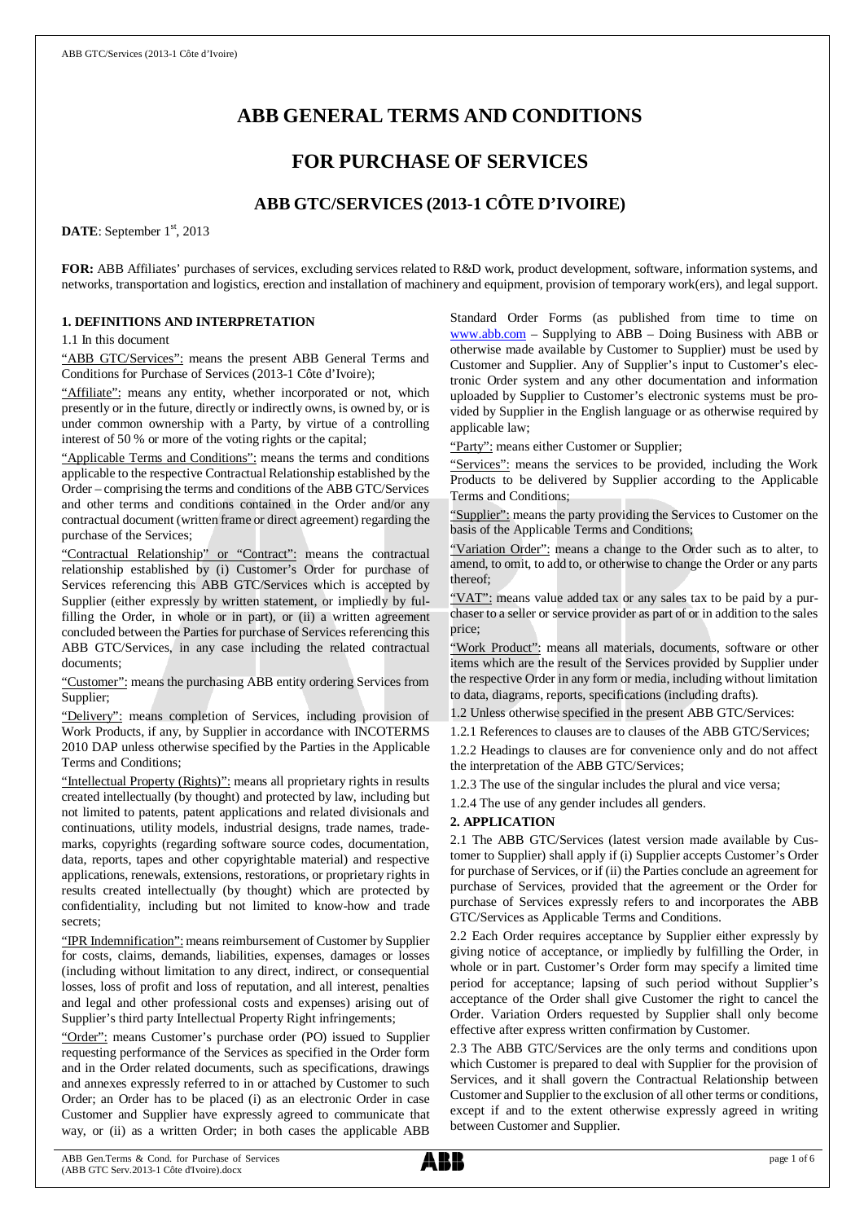# ABB GENERAL TERMS AND CONDITIONS

# FOR PURCHASE OF SERVICES

## ABB GTC/SERVICES (2013-1 CÔTE D'IVOIRE)

**DATE**: September 1st, 2013

**FOR:** ABB Affiliates' purchases of services, excluding services related to R&D work, product development, software, information systems, and networks, transportation and logistics, erection and installation of machinery and equipment, provision of temporary work(ers), and legal support.

### 1. DEFINITIONS AND INTERPRETATION

1.1 In this document

"ABB GTC/Services": means the present ABB General Terms and Conditions for Purchase of Services (2013-1 Côte d'Ivoire);

"Affiliate": means any entity, whether incorporated or not, which presently or in the future, directly or indirectly owns, is owned by, or is under common ownership with a Party, by virtue of a controlling interest of 50 % or more of the voting rights or the capital;

"Applicable Terms and Conditions": means the terms and conditions applicable to the respective Contractual Relationship established by the Order – comprising the terms and conditions of the ABB GTC/Services and other terms and conditions contained in the Order and/or any contractual document (written frame or direct agreement) regarding the purchase of the Services;

"Contractual Relationship" or "Contract": means the contractual relationship established by (i) Customer's Order for purchase of Services referencing this ABB GTC/Services which is accepted by Supplier (either expressly by written statement, or impliedly by fulfilling the Order, in whole or in part), or (ii) a written agreement concluded between the Parties for purchase of Services referencing this ABB GTC/Services, in any case including the related contractual documents;

"Customer": means the purchasing ABB entity ordering Services from Supplier;

"Delivery": means completion of Services, including provision of Work Products, if any, by Supplier in accordance with INCOTERMS 2010 DAP unless otherwise specified by the Parties in the Applicable Terms and Conditions;

"Intellectual Property (Rights)": means all proprietary rights in results created intellectually (by thought) and protected by law, including but not limited to patents, patent applications and related divisionals and continuations, utility models, industrial designs, trade names, trademarks, copyrights (regarding software source codes, documentation, data, reports, tapes and other copyrightable material) and respective applications, renewals, extensions, restorations, or proprietary rights in results created intellectually (by thought) which are protected by confidentiality, including but not limited to know-how and trade secrets;

"IPR Indemnification": means reimbursement of Customer by Supplier for costs, claims, demands, liabilities, expenses, damages or losses (including without limitation to any direct, indirect, or consequential losses, loss of profit and loss of reputation, and all interest, penalties and legal and other professional costs and expenses) arising out of Supplier's third party Intellectual Property Right infringements;

"Order": means Customer's purchase order (PO) issued to Supplier requesting performance of the Services as specified in the Order form and in the Order related documents, such as specifications, drawings and annexes expressly referred to in or attached by Customer to such Order; an Order has to be placed (i) as an electronic Order in case Customer and Supplier have expressly agreed to communicate that way, or (ii) as a written Order; in both cases the applicable ABB Standard Order Forms (as published from time to time on www.abb.com – Supplying to ABB – Doing Business with ABB or otherwise made available by Customer to Supplier) must be used by Customer and Supplier. Any of Supplier's input to Customer's electronic Order system and any other documentation and information uploaded by Supplier to Customer's electronic systems must be provided by Supplier in the English language or as otherwise required by applicable law;

"Party": means either Customer or Supplier;

"Services": means the services to be provided, including the Work Products to be delivered by Supplier according to the Applicable Terms and Conditions;

"Supplier": means the party providing the Services to Customer on the basis of the Applicable Terms and Conditions;

"Variation Order": means a change to the Order such as to alter, to amend, to omit, to add to, or otherwise to change the Order or any parts thereof;

"VAT": means value added tax or any sales tax to be paid by a purchaser to a seller or service provider as part of or in addition to the sales price;

"Work Product": means all materials, documents, software or other items which are the result of the Services provided by Supplier under the respective Order in any form or media, including without limitation to data, diagrams, reports, specifications (including drafts).

1.2 Unless otherwise specified in the present ABB GTC/Services:

1.2.1 References to clauses are to clauses of the ABB GTC/Services;

1.2.2 Headings to clauses are for convenience only and do not affect the interpretation of the ABB GTC/Services;

1.2.3 The use of the singular includes the plural and vice versa;

1.2.4 The use of any gender includes all genders.

### 2. APPLICATION

2.1 The ABB GTC/Services (latest version made available by Customer to Supplier) shall apply if (i) Supplier accepts Customer's Order for purchase of Services, or if (ii) the Parties conclude an agreement for purchase of Services, provided that the agreement or the Order for purchase of Services expressly refers to and incorporates the ABB GTC/Services as Applicable Terms and Conditions.

2.2 Each Order requires acceptance by Supplier either expressly by giving notice of acceptance, or impliedly by fulfilling the Order, in whole or in part. Customer's Order form may specify a limited time period for acceptance; lapsing of such period without Supplier's acceptance of the Order shall give Customer the right to cancel the Order. Variation Orders requested by Supplier shall only become effective after express written confirmation by Customer.

2.3 The ABB GTC/Services are the only terms and conditions upon which Customer is prepared to deal with Supplier for the provision of Services, and it shall govern the Contractual Relationship between Customer and Supplier to the exclusion of all other terms or conditions, except if and to the extent otherwise expressly agreed in writing between Customer and Supplier.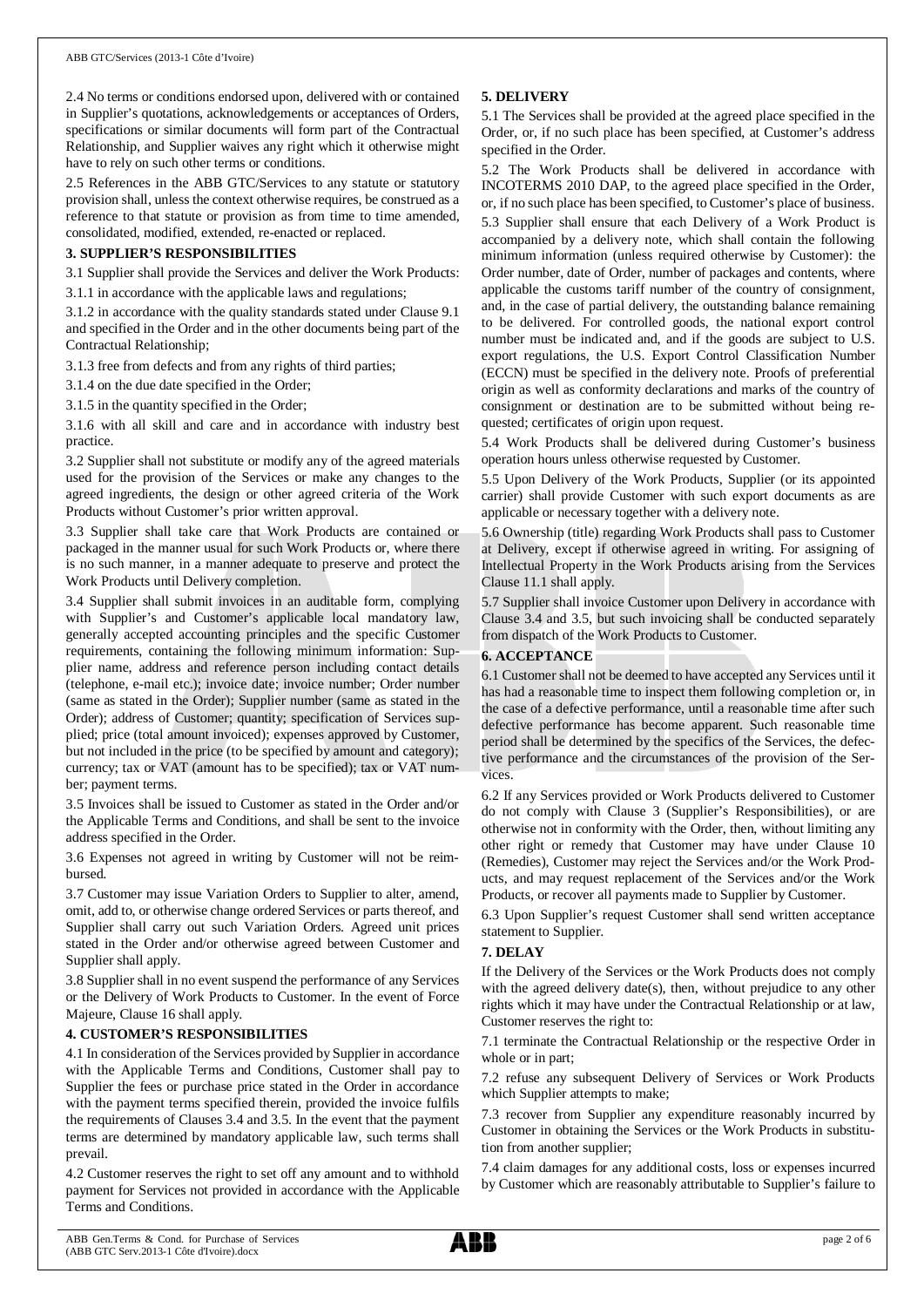2.4 No terms or conditions endorsed upon, delivered with or contained in Supplier's quotations, acknowledgements or acceptances of Orders, specifications or similar documents will form part of the Contractual Relationship, and Supplier waives any right which it otherwise might have to rely on such other terms or conditions.

2.5 References in the ABB GTC/Services to any statute or statutory provision shall, unless the context otherwise requires, be construed as a reference to that statute or provision as from time to time amended, consolidated, modified, extended, re-enacted or replaced.

**3. SUPPLIER'S RESPONSIBILITIES**

3.1 Supplier shall provide the Services and deliver the Work Products:

3.1.1 in accordance with the applicable laws and regulations;

3.1.2 in accordance with the quality standards stated under Clause 9.1 and specified in the Order and in the other documents being part of the Contractual Relationship;

3.1.3 free from defects and from any rights of third parties;

3.1.4 on the due date specified in the Order;

3.1.5 in the quantity specified in the Order;

3.1.6 with all skill and care and in accordance with industry best practice.

3.2 Supplier shall not substitute or modify any of the agreed materials used for the provision of the Services or make any changes to the agreed ingredients, the design or other agreed criteria of the Work Products without Customer's prior written approval.

3.3 Supplier shall take care that Work Products are contained or packaged in the manner usual for such Work Products or, where there is no such manner, in a manner adequate to preserve and protect the Work Products until Delivery completion.

3.4 Supplier shall submit invoices in an auditable form, complying with Supplier's and Customer's applicable local mandatory law, generally accepted accounting principles and the specific Customer requirements, containing the following minimum information: Supplier name, address and reference person including contact details (telephone, e-mail etc.); invoice date; invoice number; Order number (same as stated in the Order); Supplier number (same as stated in the Order); address of Customer; quantity; specification of Services supplied; price (total amount invoiced); expenses approved by Customer, but not included in the price (to be specified by amount and category); currency; tax or VAT (amount has to be specified); tax or VAT number; payment terms.

3.5 Invoices shall be issued to Customer as stated in the Order and/or the Applicable Terms and Conditions, and shall be sent to the invoice address specified in the Order.

3.6 Expenses not agreed in writing by Customer will not be reimbursed.

3.7 Customer may issue Variation Orders to Supplier to alter, amend, omit, add to, or otherwise change ordered Services or parts thereof, and Supplier shall carry out such Variation Orders. Agreed unit prices stated in the Order and/or otherwise agreed between Customer and Supplier shall apply.

3.8 Supplier shall in no event suspend the performance of any Services or the Delivery of Work Products to Customer. In the event of Force Majeure, Clause 16 shall apply.

**4. CUSTOMER'S RESPONSIBILITIES**

4.1 In consideration of the Services provided by Supplier in accordance with the Applicable Terms and Conditions, Customer shall pay to Supplier the fees or purchase price stated in the Order in accordance with the payment terms specified therein, provided the invoice fulfils the requirements of Clauses 3.4 and 3.5. In the event that the payment terms are determined by mandatory applicable law, such terms shall prevail.

4.2 Customer reserves the right to set off any amount and to withhold payment for Services not provided in accordance with the Applicable Terms and Conditions.

**5. DELIVERY**

5.1 The Services shall be provided at the agreed place specified in the Order, or, if no such place has been specified, at Customer's address specified in the Order.

5.2 The Work Products shall be delivered in accordance with INCOTERMS 2010 DAP, to the agreed place specified in the Order, or, if no such place has been specified, to Customer's place of business.

5.3 Supplier shall ensure that each Delivery of a Work Product is accompanied by a delivery note, which shall contain the following minimum information (unless required otherwise by Customer): the Order number, date of Order, number of packages and contents, where applicable the customs tariff number of the country of consignment, and, in the case of partial delivery, the outstanding balance remaining to be delivered. For controlled goods, the national export control number must be indicated and, and if the goods are subject to U.S. export regulations, the U.S. Export Control Classification Number (ECCN) must be specified in the delivery note. Proofs of preferential origin as well as conformity declarations and marks of the country of consignment or destination are to be submitted without being requested; certificates of origin upon request.

5.4 Work Products shall be delivered during Customer's business operation hours unless otherwise requested by Customer.

5.5 Upon Delivery of the Work Products, Supplier (or its appointed carrier) shall provide Customer with such export documents as are applicable or necessary together with a delivery note.

5.6 Ownership (title) regarding Work Products shall pass to Customer at Delivery, except if otherwise agreed in writing. For assigning of Intellectual Property in the Work Products arising from the Services Clause 11.1 shall apply.

5.7 Supplier shall invoice Customer upon Delivery in accordance with Clause 3.4 and 3.5, but such invoicing shall be conducted separately from dispatch of the Work Products to Customer.

**6. ACCEPTANCE**

6.1 Customer shall not be deemed to have accepted any Services until it has had a reasonable time to inspect them following completion or, in the case of a defective performance, until a reasonable time after such defective performance has become apparent. Such reasonable time period shall be determined by the specifics of the Services, the defective performance and the circumstances of the provision of the Services.

6.2 If any Services provided or Work Products delivered to Customer do not comply with Clause 3 (Supplier's Responsibilities), or are otherwise not in conformity with the Order, then, without limiting any other right or remedy that Customer may have under Clause 10 (Remedies), Customer may reject the Services and/or the Work Products, and may request replacement of the Services and/or the Work Products, or recover all payments made to Supplier by Customer.

6.3 Upon Supplier's request Customer shall send written acceptance statement to Supplier.

**7. DELAY**

If the Delivery of the Services or the Work Products does not comply with the agreed delivery date(s), then, without prejudice to any other rights which it may have under the Contractual Relationship or at law, Customer reserves the right to:

7.1 terminate the Contractual Relationship or the respective Order in whole or in part;

7.2 refuse any subsequent Delivery of Services or Work Products which Supplier attempts to make;

7.3 recover from Supplier any expenditure reasonably incurred by Customer in obtaining the Services or the Work Products in substitution from another supplier;

7.4 claim damages for any additional costs, loss or expenses incurred by Customer which are reasonably attributable to Supplier's failure to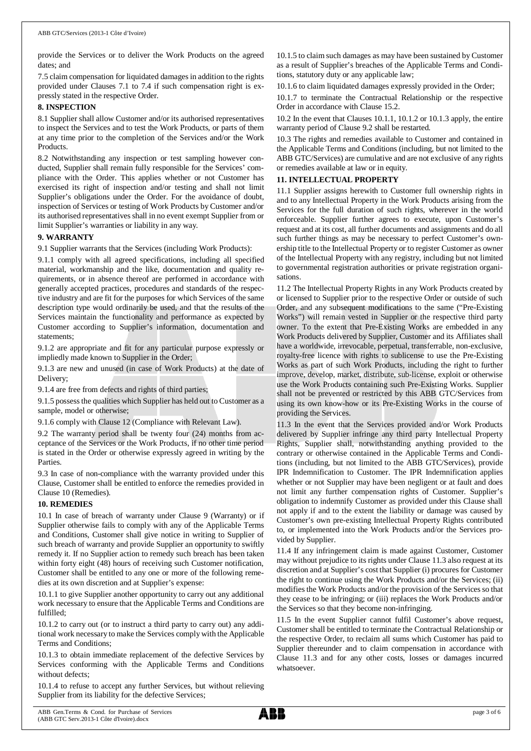provide the Services or to deliver the Work Products on the agreed dates; and

7.5 claim compensation for liquidated damages in addition to the rights provided under Clauses 7.1 to 7.4 if such compensation right is expressly stated in the respective Order.

## 8. INSPECTION

8.1 Supplier shall allow Customer and/or its authorised representatives to inspect the Services and to test the Work Products, or parts of them at any time prior to the completion of the Services and/or the Work Products.

8.2 Notwithstanding any inspection or test sampling however conducted, Supplier shall remain fully responsible for the Services' compliance with the Order. This applies whether or not Customer has exercised its right of inspection and/or testing and shall not limit Supplier's obligations under the Order. For the avoidance of doubt, inspection of Services or testing of Work Products by Customer and/or its authorised representatives shall in no event exempt Supplier from or limit Supplier's warranties or liability in any way.

## 9. WARRANTY

9.1 Supplier warrants that the Services (including Work Products):

9.1.1 comply with all agreed specifications, including all specified material, workmanship and the like, documentation and quality requirements, or in absence thereof are performed in accordance with generally accepted practices, procedures and standards of the respective industry and are fit for the purposes for which Services of the same description type would ordinarily be used, and that the results of the Services maintain the functionality and performance as expected by Customer according to Supplier's information, documentation and statements;

9.1.2 are appropriate and fit for any particular purpose expressly or impliedly made known to Supplier in the Order;

9.1.3 are new and unused (in case of Work Products) at the date of Delivery;

9.1.4 are free from defects and rights of third parties;

9.1.5 possess the qualities which Supplier has held out to Customer as a sample, model or otherwise;

9.1.6 comply with Clause 12 (Compliance with Relevant Law).

9.2 The warranty period shall be twenty four (24) months from acceptance of the Services or the Work Products, if no other time period is stated in the Order or otherwise expressly agreed in writing by the Parties.

9.3 In case of non-compliance with the warranty provided under this Clause, Customer shall be entitled to enforce the remedies provided in Clause 10 (Remedies).

## 10. REMEDIES

10.1 In case of breach of warranty under Clause 9 (Warranty) or if Supplier otherwise fails to comply with any of the Applicable Terms and Conditions, Customer shall give notice in writing to Supplier of such breach of warranty and provide Supplier an opportunity to swiftly remedy it. If no Supplier action to remedy such breach has been taken within forty eight (48) hours of receiving such Customer notification, Customer shall be entitled to any one or more of the following remedies at its own discretion and at Supplier's expense:

10.1.1 to give Supplier another opportunity to carry out any additional work necessary to ensure that the Applicable Terms and Conditions are fulfilled;

10.1.2 to carry out (or to instruct a third party to carry out) any additional work necessary to make the Services comply with the Applicable Terms and Conditions;

10.1.3 to obtain immediate replacement of the defective Services by Services conforming with the Applicable Terms and Conditions without defects;

10.1.4 to refuse to accept any further Services, but without relieving Supplier from its liability for the defective Services;

10.1.5 to claim such damages as may have been sustained by Customer as a result of Supplier's breaches of the Applicable Terms and Conditions, statutory duty or any applicable law;

10.1.6 to claim liquidated damages expressly provided in the Order;

10.1.7 to terminate the Contractual Relationship or the respective Order in accordance with Clause 15.2.

10.2 In the event that Clauses 10.1.1, 10.1.2 or 10.1.3 apply, the entire warranty period of Clause 9.2 shall be restarted.

10.3 The rights and remedies available to Customer and contained in the Applicable Terms and Conditions (including, but not limited to the ABB GTC/Services) are cumulative and are not exclusive of any rights or remedies available at law or in equity.

## 11. INTELLECTUAL PROPERTY

11.1 Supplier assigns herewith to Customer full ownership rights in and to any Intellectual Property in the Work Products arising from the Services for the full duration of such rights, wherever in the world enforceable. Supplier further agrees to execute, upon Customer's request and at its cost, all further documents and assignments and do all such further things as may be necessary to perfect Customer's ownership title to the Intellectual Property or to register Customer as owner of the Intellectual Property with any registry, including but not limited to governmental registration authorities or private registration organisations.

11.2 The Intellectual Property Rights in any Work Products created by or licensed to Supplier prior to the respective Order or outside of such Order, and any subsequent modifications to the same ("Pre-Existing Works") will remain vested in Supplier or the respective third party owner. To the extent that Pre-Existing Works are embedded in any Work Products delivered by Supplier, Customer and its Affiliates shall have a worldwide, irrevocable, perpetual, transferrable, non-exclusive, royalty-free licence with rights to sublicense to use the Pre-Existing Works as part of such Work Products, including the right to further improve, develop, market, distribute, sub-license, exploit or otherwise use the Work Products containing such Pre-Existing Works. Supplier shall not be prevented or restricted by this ABB GTC/Services from using its own know-how or its Pre-Existing Works in the course of providing the Services.

11.3 In the event that the Services provided and/or Work Products delivered by Supplier infringe any third party Intellectual Property Rights, Supplier shall, notwithstanding anything provided to the contrary or otherwise contained in the Applicable Terms and Conditions (including, but not limited to the ABB GTC/Services), provide IPR Indemnification to Customer. The IPR Indemnification applies whether or not Supplier may have been negligent or at fault and does not limit any further compensation rights of Customer. Supplier's obligation to indemnify Customer as provided under this Clause shall not apply if and to the extent the liability or damage was caused by Customer's own pre-existing Intellectual Property Rights contributed to, or implemented into the Work Products and/or the Services provided by Supplier.

11.4 If any infringement claim is made against Customer, Customer may without prejudice to its rights under Clause 11.3 also request at its discretion and at Supplier's cost that Supplier (i) procures for Customer the right to continue using the Work Products and/or the Services; (ii) modifies the Work Products and/or the provision of the Services so that they cease to be infringing; or (iii) replaces the Work Products and/or the Services so that they become non-infringing.

11.5 In the event Supplier cannot fulfil Customer's above request, Customer shall be entitled to terminate the Contractual Relationship or the respective Order, to reclaim all sums which Customer has paid to Supplier thereunder and to claim compensation in accordance with Clause 11.3 and for any other costs, losses or damages incurred whatsoever.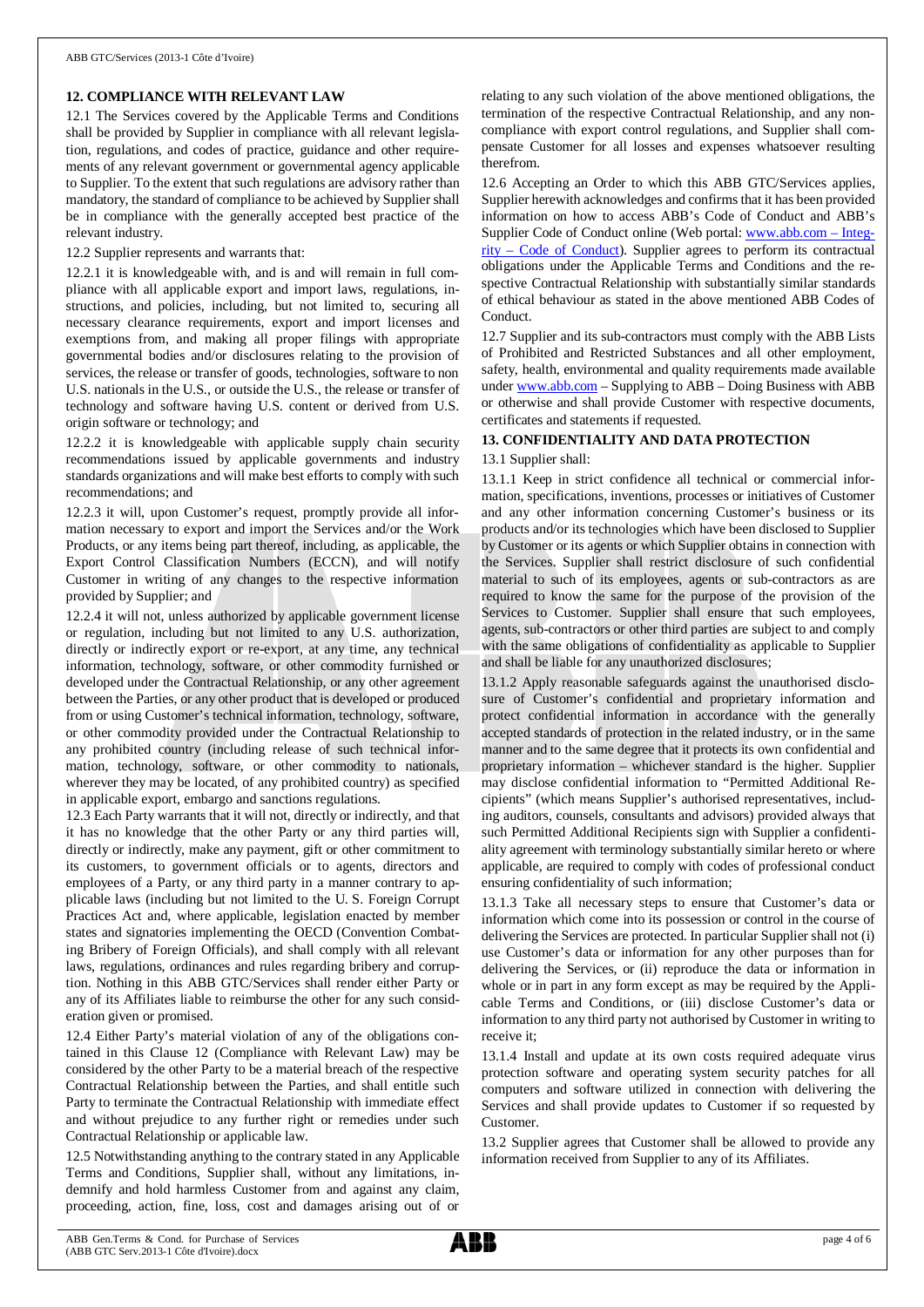## 12. COMPLIANCE WITH RELEVANT LAW

12.1 The Services covered by the Applicable Terms and Conditions shall be provided by Supplier in compliance with all relevant legislation, regulations, and codes of practice, guidance and other requirements of any relevant government or governmental agency applicable to Supplier. To the extent that such regulations are advisory rather than mandatory, the standard of compliance to be achieved by Supplier shall be in compliance with the generally accepted best practice of the relevant industry.

12.2 Supplier represents and warrants that:

12.2.1 it is knowledgeable with, and is and will remain in full compliance with all applicable export and import laws, regulations, instructions, and policies, including, but not limited to, securing all necessary clearance requirements, export and import licenses and exemptions from, and making all proper filings with appropriate governmental bodies and/or disclosures relating to the provision of services, the release or transfer of goods, technologies, software to non U.S. nationals in the U.S., or outside the U.S., the release or transfer of technology and software having U.S. content or derived from U.S. origin software or technology; and

12.2.2 it is knowledgeable with applicable supply chain security recommendations issued by applicable governments and industry standards organizations and will make best efforts to comply with such recommendations; and

12.2.3 it will, upon Customer's request, promptly provide all information necessary to export and import the Services and/or the Work Products, or any items being part thereof, including, as applicable, the Export Control Classification Numbers (ECCN), and will notify Customer in writing of any changes to the respective information provided by Supplier; and

12.2.4 it will not, unless authorized by applicable government license or regulation, including but not limited to any U.S. authorization, directly or indirectly export or re-export, at any time, any technical information, technology, software, or other commodity furnished or developed under the Contractual Relationship, or any other agreement between the Parties, or any other product that is developed or produced from or using Customer's technical information, technology, software, or other commodity provided under the Contractual Relationship to any prohibited country (including release of such technical information, technology, software, or other commodity to nationals, wherever they may be located, of any prohibited country) as specified in applicable export, embargo and sanctions regulations.

12.3 Each Party warrants that it will not, directly or indirectly, and that it has no knowledge that the other Party or any third parties will, directly or indirectly, make any payment, gift or other commitment to its customers, to government officials or to agents, directors and employees of a Party, or any third party in a manner contrary to applicable laws (including but not limited to the U. S. Foreign Corrupt Practices Act and, where applicable, legislation enacted by member states and signatories implementing the OECD (Convention Combating Bribery of Foreign Officials), and shall comply with all relevant laws, regulations, ordinances and rules regarding bribery and corruption. Nothing in this ABB GTC/Services shall render either Party or any of its Affiliates liable to reimburse the other for any such consideration given or promised.

12.4 Either Party's material violation of any of the obligations contained in this Clause 12 (Compliance with Relevant Law) may be considered by the other Party to be a material breach of the respective Contractual Relationship between the Parties, and shall entitle such Party to terminate the Contractual Relationship with immediate effect and without prejudice to any further right or remedies under such Contractual Relationship or applicable law.

12.5 Notwithstanding anything to the contrary stated in any Applicable Terms and Conditions, Supplier shall, without any limitations, indemnify and hold harmless Customer from and against any claim, proceeding, action, fine, loss, cost and damages arising out of or relating to any such violation of the above mentioned obligations, the termination of the respective Contractual Relationship, and any non-compliance with export control regulations, and Supplier shall compensate Customer for all losses and expenses whatsoever resulting therefrom.

12.6 Accepting an Order to which this ABB GTC/Services applies, Supplier herewith acknowledges and confirms that it has been provided information on how to access ABB's Code of Conduct and ABB's Supplier Code of Conduct online (Web portal: www.abb.com – Integrity – Code of Conduct). Supplier agrees to perform its contractual obligations under the Applicable Terms and Conditions and the respective Contractual Relationship with substantially similar standards of ethical behaviour as stated in the above mentioned ABB Codes of Conduct.

12.7 Supplier and its sub-contractors must comply with the ABB Lists of Prohibited and Restricted Substances and all other employment, safety, health, environmental and quality requirements made available under www.abb.com – Supplying to ABB – Doing Business with ABB or otherwise and shall provide Customer with respective documents, certificates and statements if requested.

## 13. CONFIDENTIALITY AND DATA PROTECTION

13.1 Supplier shall:

13.1.1 Keep in strict confidence all technical or commercial information, specifications, inventions, processes or initiatives of Customer and any other information concerning Customer's business or its products and/or its technologies which have been disclosed to Supplier by Customer or its agents or which Supplier obtains in connection with the Services. Supplier shall restrict disclosure of such confidential material to such of its employees, agents or sub-contractors as are required to know the same for the purpose of the provision of the Services to Customer. Supplier shall ensure that such employees, agents, sub-contractors or other third parties are subject to and comply with the same obligations of confidentiality as applicable to Supplier and shall be liable for any unauthorized disclosures;

13.1.2 Apply reasonable safeguards against the unauthorised disclosure of Customer's confidential and proprietary information and protect confidential information in accordance with the generally accepted standards of protection in the related industry, or in the same manner and to the same degree that it protects its own confidential and proprietary information – whichever standard is the higher. Supplier may disclose confidential information to "Permitted Additional Recipients" (which means Supplier's authorised representatives, including auditors, counsels, consultants and advisors) provided always that such Permitted Additional Recipients sign with Supplier a confidentiality agreement with terminology substantially similar hereto or where applicable, are required to comply with codes of professional conduct ensuring confidentiality of such information;

13.1.3 Take all necessary steps to ensure that Customer's data or information which come into its possession or control in the course of delivering the Services are protected. In particular Supplier shall not (i) use Customer's data or information for any other purposes than for delivering the Services, or (ii) reproduce the data or information in whole or in part in any form except as may be required by the Applicable Terms and Conditions, or (iii) disclose Customer's data or information to any third party not authorised by Customer in writing to receive it;

13.1.4 Install and update at its own costs required adequate virus protection software and operating system security patches for all computers and software utilized in connection with delivering the Services and shall provide updates to Customer if so requested by Customer.

13.2 Supplier agrees that Customer shall be allowed to provide any information received from Supplier to any of its Affiliates.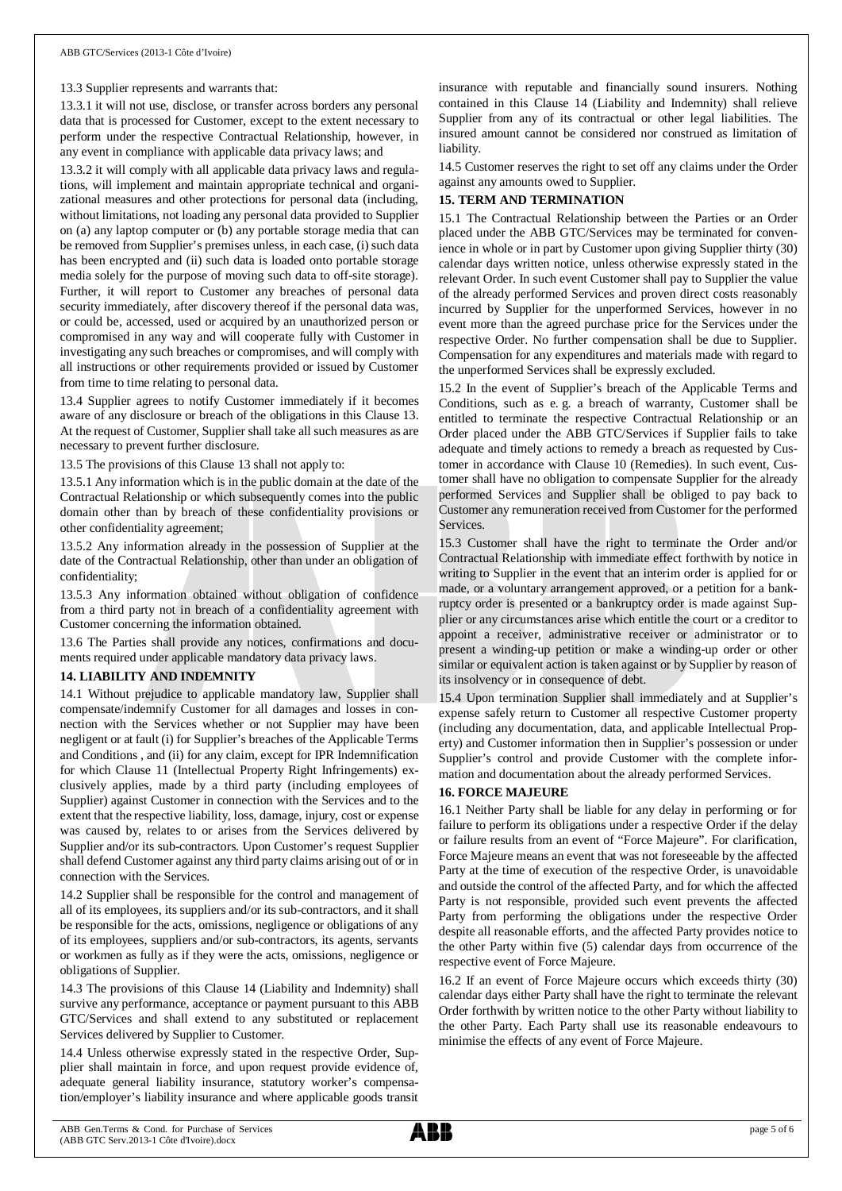13.3 Supplier represents and warrants that:

13.3.1 it will not use, disclose, or transfer across borders any personal data that is processed for Customer, except to the extent necessary to perform under the respective Contractual Relationship, however, in any event in compliance with applicable data privacy laws; and

13.3.2 it will comply with all applicable data privacy laws and regulations, will implement and maintain appropriate technical and organizational measures and other protections for personal data (including, without limitations, not loading any personal data provided to Supplier on (a) any laptop computer or (b) any portable storage media that can be removed from Supplier's premises unless, in each case, (i) such data has been encrypted and (ii) such data is loaded onto portable storage media solely for the purpose of moving such data to off-site storage). Further, it will report to Customer any breaches of personal data security immediately, after discovery thereof if the personal data was, or could be, accessed, used or acquired by an unauthorized person or compromised in any way and will cooperate fully with Customer in investigating any such breaches or compromises, and will comply with all instructions or other requirements provided or issued by Customer from time to time relating to personal data.

13.4 Supplier agrees to notify Customer immediately if it becomes aware of any disclosure or breach of the obligations in this Clause 13. At the request of Customer, Supplier shall take all such measures as are necessary to prevent further disclosure.

13.5 The provisions of this Clause 13 shall not apply to:

13.5.1 Any information which is in the public domain at the date of the Contractual Relationship or which subsequently comes into the public domain other than by breach of these confidentiality provisions or other confidentiality agreement;

13.5.2 Any information already in the possession of Supplier at the date of the Contractual Relationship, other than under an obligation of confidentiality;

13.5.3 Any information obtained without obligation of confidence from a third party not in breach of a confidentiality agreement with Customer concerning the information obtained.

13.6 The Parties shall provide any notices, confirmations and documents required under applicable mandatory data privacy laws.

**14. LIABILITY AND INDEMNITY**

14.1 Without prejudice to applicable mandatory law, Supplier shall compensate/indemnify Customer for all damages and losses in connection with the Services whether or not Supplier may have been negligent or at fault (i) for Supplier's breaches of the Applicable Terms and Conditions , and (ii) for any claim, except for IPR Indemnification for which Clause 11 (Intellectual Property Right Infringements) exclusively applies, made by a third party (including employees of Supplier) against Customer in connection with the Services and to the extent that the respective liability, loss, damage, injury, cost or expense was caused by, relates to or arises from the Services delivered by Supplier and/or its sub-contractors. Upon Customer's request Supplier shall defend Customer against any third party claims arising out of or in connection with the Services.

14.2 Supplier shall be responsible for the control and management of all of its employees, its suppliers and/or its sub-contractors, and it shall be responsible for the acts, omissions, negligence or obligations of any of its employees, suppliers and/or sub-contractors, its agents, servants or workmen as fully as if they were the acts, omissions, negligence or obligations of Supplier.

14.3 The provisions of this Clause 14 (Liability and Indemnity) shall survive any performance, acceptance or payment pursuant to this ABB GTC/Services and shall extend to any substituted or replacement Services delivered by Supplier to Customer.

14.4 Unless otherwise expressly stated in the respective Order, Supplier shall maintain in force, and upon request provide evidence of, adequate general liability insurance, statutory worker's compensation/employer's liability insurance and where applicable goods transit insurance with reputable and financially sound insurers. Nothing contained in this Clause 14 (Liability and Indemnity) shall relieve Supplier from any of its contractual or other legal liabilities. The insured amount cannot be considered nor construed as limitation of liability.

14.5 Customer reserves the right to set off any claims under the Order against any amounts owed to Supplier.

**15. TERM AND TERMINATION**

15.1 The Contractual Relationship between the Parties or an Order placed under the ABB GTC/Services may be terminated for convenience in whole or in part by Customer upon giving Supplier thirty (30) calendar days written notice, unless otherwise expressly stated in the relevant Order. In such event Customer shall pay to Supplier the value of the already performed Services and proven direct costs reasonably incurred by Supplier for the unperformed Services, however in no event more than the agreed purchase price for the Services under the respective Order. No further compensation shall be due to Supplier. Compensation for any expenditures and materials made with regard to the unperformed Services shall be expressly excluded.

15.2 In the event of Supplier's breach of the Applicable Terms and Conditions, such as e. g. a breach of warranty, Customer shall be entitled to terminate the respective Contractual Relationship or an Order placed under the ABB GTC/Services if Supplier fails to take adequate and timely actions to remedy a breach as requested by Customer in accordance with Clause 10 (Remedies). In such event, Customer shall have no obligation to compensate Supplier for the already performed Services and Supplier shall be obliged to pay back to Customer any remuneration received from Customer for the performed Services.

15.3 Customer shall have the right to terminate the Order and/or Contractual Relationship with immediate effect forthwith by notice in writing to Supplier in the event that an interim order is applied for or made, or a voluntary arrangement approved, or a petition for a bankruptcy order is presented or a bankruptcy order is made against Supplier or any circumstances arise which entitle the court or a creditor to appoint a receiver, administrative receiver or administrator or to present a winding-up petition or make a winding-up order or other similar or equivalent action is taken against or by Supplier by reason of its insolvency or in consequence of debt.

15.4 Upon termination Supplier shall immediately and at Supplier's expense safely return to Customer all respective Customer property (including any documentation, data, and applicable Intellectual Property) and Customer information then in Supplier's possession or under Supplier's control and provide Customer with the complete information and documentation about the already performed Services.

**16. FORCE MAJEURE**

16.1 Neither Party shall be liable for any delay in performing or for failure to perform its obligations under a respective Order if the delay or failure results from an event of "Force Majeure". For clarification, Force Majeure means an event that was not foreseeable by the affected Party at the time of execution of the respective Order, is unavoidable and outside the control of the affected Party, and for which the affected Party is not responsible, provided such event prevents the affected Party from performing the obligations under the respective Order despite all reasonable efforts, and the affected Party provides notice to the other Party within five (5) calendar days from occurrence of the respective event of Force Majeure.

16.2 If an event of Force Majeure occurs which exceeds thirty (30) calendar days either Party shall have the right to terminate the relevant Order forthwith by written notice to the other Party without liability to the other Party. Each Party shall use its reasonable endeavours to minimise the effects of any event of Force Majeure.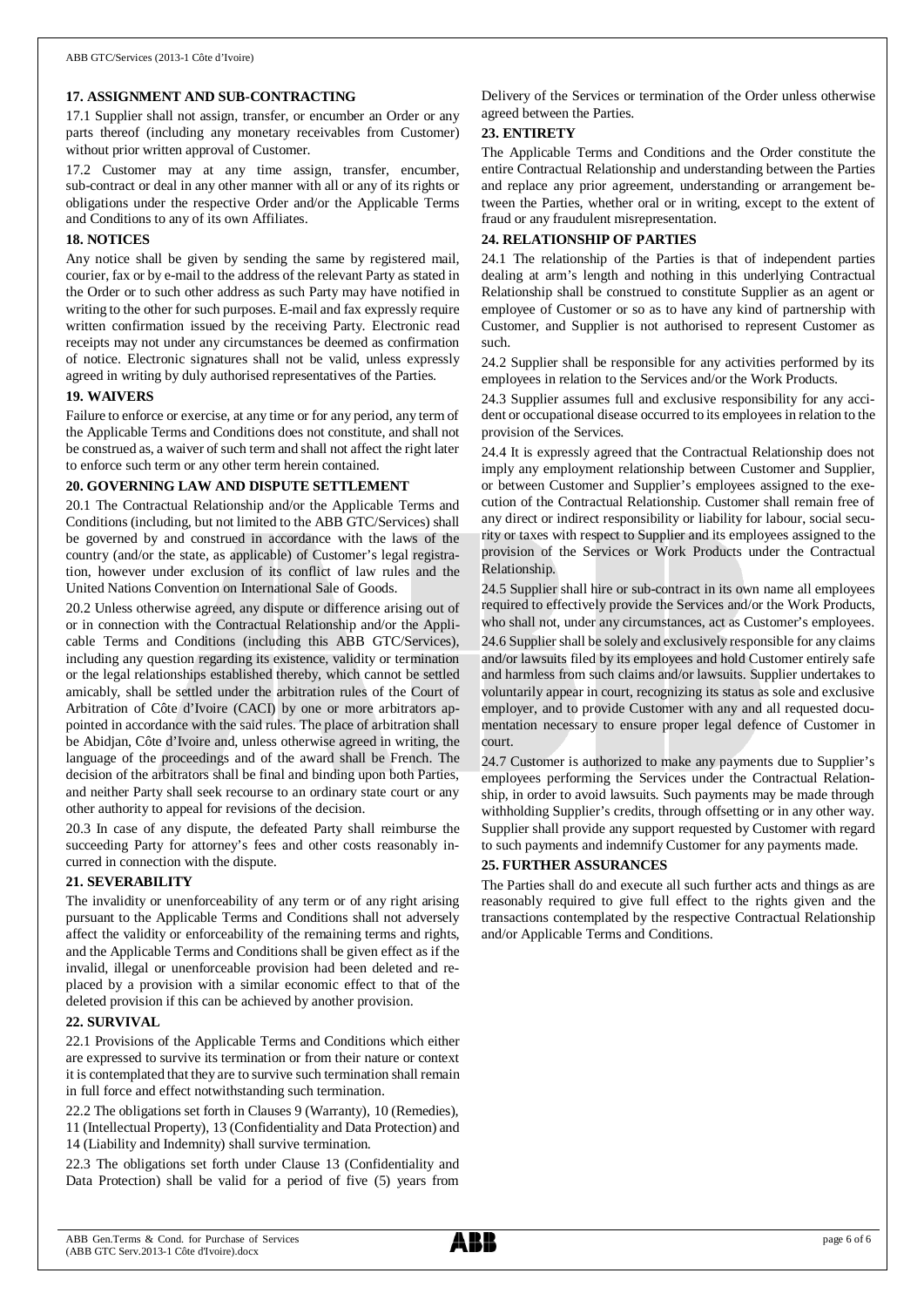## 17. ASSIGNMENT AND SUB-CONTRACTING

17.1 Supplier shall not assign, transfer, or encumber an Order or any parts thereof (including any monetary receivables from Customer) without prior written approval of Customer.

17.2 Customer may at any time assign, transfer, encumber, sub-contract or deal in any other manner with all or any of its rights or obligations under the respective Order and/or the Applicable Terms and Conditions to any of its own Affiliates.

## 18. NOTICES

Any notice shall be given by sending the same by registered mail, courier, fax or by e-mail to the address of the relevant Party as stated in the Order or to such other address as such Party may have notified in writing to the other for such purposes. E-mail and fax expressly require written confirmation issued by the receiving Party. Electronic read receipts may not under any circumstances be deemed as confirmation of notice. Electronic signatures shall not be valid, unless expressly agreed in writing by duly authorised representatives of the Parties.

## 19. WAIVERS

Failure to enforce or exercise, at any time or for any period, any term of the Applicable Terms and Conditions does not constitute, and shall not be construed as, a waiver of such term and shall not affect the right later to enforce such term or any other term herein contained.

## 20. GOVERNING LAW AND DISPUTE SETTLEMENT

20.1 The Contractual Relationship and/or the Applicable Terms and Conditions (including, but not limited to the ABB GTC/Services) shall be governed by and construed in accordance with the laws of the country (and/or the state, as applicable) of Customer's legal registration, however under exclusion of its conflict of law rules and the United Nations Convention on International Sale of Goods.

20.2 Unless otherwise agreed, any dispute or difference arising out of or in connection with the Contractual Relationship and/or the Applicable Terms and Conditions (including this ABB GTC/Services), including any question regarding its existence, validity or termination or the legal relationships established thereby, which cannot be settled amicably, shall be settled under the arbitration rules of the Court of Arbitration of Côte d'Ivoire (CACI) by one or more arbitrators appointed in accordance with the said rules. The place of arbitration shall be Abidjan, Côte d'Ivoire and, unless otherwise agreed in writing, the language of the proceedings and of the award shall be French. The decision of the arbitrators shall be final and binding upon both Parties, and neither Party shall seek recourse to an ordinary state court or any other authority to appeal for revisions of the decision.

20.3 In case of any dispute, the defeated Party shall reimburse the succeeding Party for attorney's fees and other costs reasonably incurred in connection with the dispute.

## 21. SEVERABILITY

The invalidity or unenforceability of any term or of any right arising pursuant to the Applicable Terms and Conditions shall not adversely affect the validity or enforceability of the remaining terms and rights, and the Applicable Terms and Conditions shall be given effect as if the invalid, illegal or unenforceable provision had been deleted and replaced by a provision with a similar economic effect to that of the deleted provision if this can be achieved by another provision.

## 22. SURVIVAL

22.1 Provisions of the Applicable Terms and Conditions which either are expressed to survive its termination or from their nature or context it is contemplated that they are to survive such termination shall remain in full force and effect notwithstanding such termination.

22.2 The obligations set forth in Clauses 9 (Warranty), 10 (Remedies), 11 (Intellectual Property), 13 (Confidentiality and Data Protection) and 14 (Liability and Indemnity) shall survive termination.

22.3 The obligations set forth under Clause 13 (Confidentiality and Data Protection) shall be valid for a period of five (5) years from Delivery of the Services or termination of the Order unless otherwise agreed between the Parties.

## 23. ENTIRETY

The Applicable Terms and Conditions and the Order constitute the entire Contractual Relationship and understanding between the Parties and replace any prior agreement, understanding or arrangement between the Parties, whether oral or in writing, except to the extent of fraud or any fraudulent misrepresentation.

## 24. RELATIONSHIP OF PARTIES

24.1 The relationship of the Parties is that of independent parties dealing at arm's length and nothing in this underlying Contractual Relationship shall be construed to constitute Supplier as an agent or employee of Customer or so as to have any kind of partnership with Customer, and Supplier is not authorised to represent Customer as such.

24.2 Supplier shall be responsible for any activities performed by its employees in relation to the Services and/or the Work Products.

24.3 Supplier assumes full and exclusive responsibility for any accident or occupational disease occurred to its employees in relation to the provision of the Services.

24.4 It is expressly agreed that the Contractual Relationship does not imply any employment relationship between Customer and Supplier, or between Customer and Supplier's employees assigned to the execution of the Contractual Relationship. Customer shall remain free of any direct or indirect responsibility or liability for labour, social security or taxes with respect to Supplier and its employees assigned to the provision of the Services or Work Products under the Contractual Relationship.

24.5 Supplier shall hire or sub-contract in its own name all employees required to effectively provide the Services and/or the Work Products, who shall not, under any circumstances, act as Customer's employees.

24.6 Supplier shall be solely and exclusively responsible for any claims and/or lawsuits filed by its employees and hold Customer entirely safe and harmless from such claims and/or lawsuits. Supplier undertakes to voluntarily appear in court, recognizing its status as sole and exclusive employer, and to provide Customer with any and all requested documentation necessary to ensure proper legal defence of Customer in court.

24.7 Customer is authorized to make any payments due to Supplier's employees performing the Services under the Contractual Relationship, in order to avoid lawsuits. Such payments may be made through withholding Supplier's credits, through offsetting or in any other way. Supplier shall provide any support requested by Customer with regard to such payments and indemnify Customer for any payments made.

## 25. FURTHER ASSURANCES

The Parties shall do and execute all such further acts and things as are reasonably required to give full effect to the rights given and the transactions contemplated by the respective Contractual Relationship and/or Applicable Terms and Conditions.